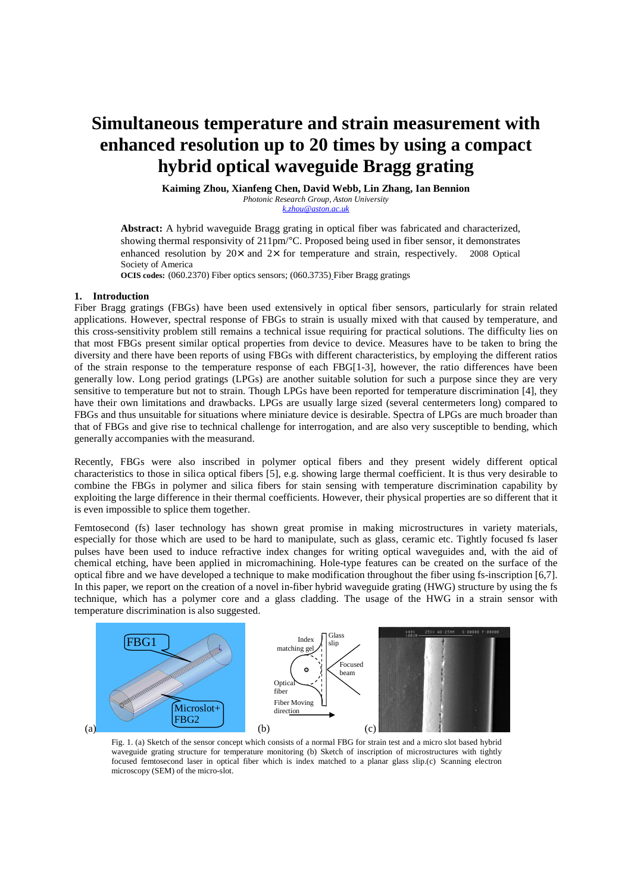# Simultaneous temperature and strain measurement with enhanced resolution up to 20 times by using a compact hybrid optical waveguide Bragg grating

**Kaiming Zhou, Xianfeng Chen, David Webb, Lin Zhang, Ian Bennion**

*Photonic Research Group, Aston University*
*k.zhou@aston.ac.uk*

**Abstract:** A hybrid waveguide Bragg grating in optical fiber was fabricated and characterized, showing thermal responsivity of 211pm/°C. Proposed being used in fiber sensor, it demonstrates enhanced resolution by 20× and 2× for temperature and strain, respectively. 2008 Optical Society of America

**OCIS codes:** (060.2370) Fiber optics sensors; (060.3735) Fiber Bragg gratings

## 1. Introduction

Fiber Bragg gratings (FBGs) have been used extensively in optical fiber sensors, particularly for strain related applications. However, spectral response of FBGs to strain is usually mixed with that caused by temperature, and this cross-sensitivity problem still remains a technical issue requiring for practical solutions. The difficulty lies on that most FBGs present similar optical properties from device to device. Measures have to be taken to bring the diversity and there have been reports of using FBGs with different characteristics, by employing the different ratios of the strain response to the temperature response of each FBG[1-3], however, the ratio differences have been generally low. Long period gratings (LPGs) are another suitable solution for such a purpose since they are very sensitive to temperature but not to strain. Though LPGs have been reported for temperature discrimination [4], they have their own limitations and drawbacks. LPGs are usually large sized (several centermeters long) compared to FBGs and thus unsuitable for situations where miniature device is desirable. Spectra of LPGs are much broader than that of FBGs and give rise to technical challenge for interrogation, and are also very susceptible to bending, which generally accompanies with the measurand.

Recently, FBGs were also inscribed in polymer optical fibers and they present widely different optical characteristics to those in silica optical fibers [5], e.g. showing large thermal coefficient. It is thus very desirable to combine the FBGs in polymer and silica fibers for stain sensing with temperature discrimination capability by exploiting the large difference in their thermal coefficients. However, their physical properties are so different that it is even impossible to splice them together.

Femtosecond (fs) laser technology has shown great promise in making microstructures in variety materials, especially for those which are used to be hard to manipulate, such as glass, ceramic etc. Tightly focused fs laser pulses have been used to induce refractive index changes for writing optical waveguides and, with the aid of chemical etching, have been applied in micromachining. Hole-type features can be created on the surface of the optical fibre and we have developed a technique to make modification throughout the fiber using fs-inscription [6,7]. In this paper, we report on the creation of a novel in-fiber hybrid waveguide grating (HWG) structure by using the fs technique, which has a polymer core and a glass cladding. The usage of the HWG in a strain sensor with temperature discrimination is also suggested.

Fig. 1. (a) Sketch of the sensor concept which consists of a normal FBG for strain test and a micro slot based hybrid waveguide grating structure for temperature monitoring (b) Sketch of inscription of microstructures with tightly focused femtosecond laser in optical fiber which is index matched to a planar glass slip.(c) Scanning electron microscopy (SEM) of the micro-slot.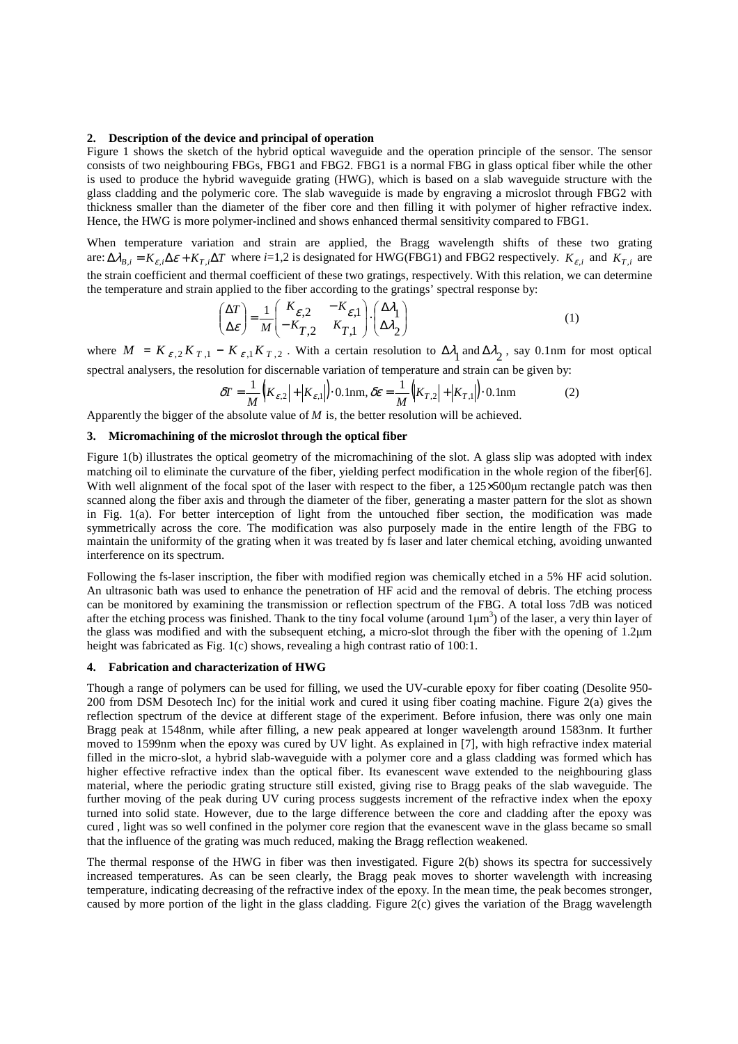## 2. Description of the device and principal of operation

Figure 1 shows the sketch of the hybrid optical waveguide and the operation principle of the sensor. The sensor consists of two neighbouring FBGs, FBG1 and FBG2. FBG1 is a normal FBG in glass optical fiber while the other is used to produce the hybrid waveguide grating (HWG), which is based on a slab waveguide structure with the glass cladding and the polymeric core. The slab waveguide is made by engraving a microslot through FBG2 with thickness smaller than the diameter of the fiber core and then filling it with polymer of higher refractive index. Hence, the HWG is more polymer-inclined and shows enhanced thermal sensitivity compared to FBG1.

When temperature variation and strain are applied, the Bragg wavelength shifts of these two grating are: $\Delta\lambda_{B,i} = K_{\varepsilon,i}\Delta\varepsilon + K_{T,i}\Delta T$ where $i$=1,2 is designated for HWG(FBG1) and FBG2 respectively. $K_{\varepsilon,i}$ and $K_{T,i}$ are the strain coefficient and thermal coefficient of these two gratings, respectively. With this relation, we can determine the temperature and strain applied to the fiber according to the gratings' spectral response by:

$$\begin{pmatrix} \Delta T \\ \Delta \varepsilon \end{pmatrix} = \frac{1}{M} \begin{pmatrix} K_{\varepsilon,2} & -K_{\varepsilon,1} \\ -K_{T,2} & K_{T,1} \end{pmatrix} \cdot \begin{pmatrix} \Delta\lambda_1 \\ \Delta\lambda_2 \end{pmatrix} \tag{1}$$

where $M = K_{\varepsilon,2}K_{T,1} - K_{\varepsilon,1}K_{T,2}$. With a certain resolution to $\Delta\lambda_1$ and $\Delta\lambda_2$, say 0.1nm for most optical spectral analysers, the resolution for discernable variation of temperature and strain can be given by:

$$\delta T = \frac{1}{M}\left(\left|K_{\varepsilon,2}\right| + \left|K_{\varepsilon,1}\right|\right)\cdot 0.1\text{nm},\ \delta\varepsilon = \frac{1}{M}\left(\left|K_{T,2}\right| + \left|K_{T,1}\right|\right)\cdot 0.1\text{nm} \tag{2}$$

Apparently the bigger of the absolute value of $M$ is, the better resolution will be achieved.

## 3. Micromachining of the microslot through the optical fiber

Figure 1(b) illustrates the optical geometry of the micromachining of the slot. A glass slip was adopted with index matching oil to eliminate the curvature of the fiber, yielding perfect modification in the whole region of the fiber[6]. With well alignment of the focal spot of the laser with respect to the fiber, a 125×500μm rectangle patch was then scanned along the fiber axis and through the diameter of the fiber, generating a master pattern for the slot as shown in Fig. 1(a). For better interception of light from the untouched fiber section, the modification was made symmetrically across the core. The modification was also purposely made in the entire length of the FBG to maintain the uniformity of the grating when it was treated by fs laser and later chemical etching, avoiding unwanted interference on its spectrum.

Following the fs-laser inscription, the fiber with modified region was chemically etched in a 5% HF acid solution. An ultrasonic bath was used to enhance the penetration of HF acid and the removal of debris. The etching process can be monitored by examining the transmission or reflection spectrum of the FBG. A total loss 7dB was noticed after the etching process was finished. Thank to the tiny focal volume (around 1μm$^3$) of the laser, a very thin layer of the glass was modified and with the subsequent etching, a micro-slot through the fiber with the opening of 1.2μm height was fabricated as Fig. 1(c) shows, revealing a high contrast ratio of 100:1.

## 4. Fabrication and characterization of HWG

Though a range of polymers can be used for filling, we used the UV-curable epoxy for fiber coating (Desolite 950-200 from DSM Desotech Inc) for the initial work and cured it using fiber coating machine. Figure 2(a) gives the reflection spectrum of the device at different stage of the experiment. Before infusion, there was only one main Bragg peak at 1548nm, while after filling, a new peak appeared at longer wavelength around 1583nm. It further moved to 1599nm when the epoxy was cured by UV light. As explained in [7], with high refractive index material filled in the micro-slot, a hybrid slab-waveguide with a polymer core and a glass cladding was formed which has higher effective refractive index than the optical fiber. Its evanescent wave extended to the neighbouring glass material, where the periodic grating structure still existed, giving rise to Bragg peaks of the slab waveguide. The further moving of the peak during UV curing process suggests increment of the refractive index when the epoxy turned into solid state. However, due to the large difference between the core and cladding after the epoxy was cured , light was so well confined in the polymer core region that the evanescent wave in the glass became so small that the influence of the grating was much reduced, making the Bragg reflection weakened.

The thermal response of the HWG in fiber was then investigated. Figure 2(b) shows its spectra for successively increased temperatures. As can be seen clearly, the Bragg peak moves to shorter wavelength with increasing temperature, indicating decreasing of the refractive index of the epoxy. In the mean time, the peak becomes stronger, caused by more portion of the light in the glass cladding. Figure 2(c) gives the variation of the Bragg wavelength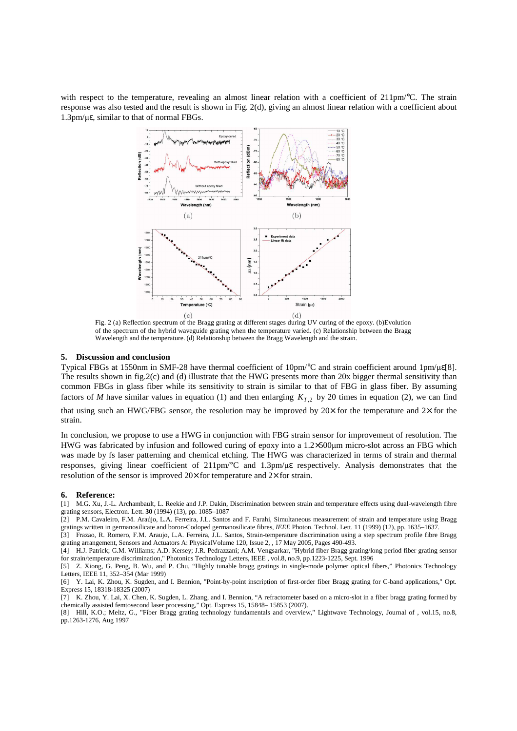with respect to the temperature, revealing an almost linear relation with a coefficient of 211pm/°C. The strain response was also tested and the result is shown in Fig. 2(d), giving an almost linear relation with a coefficient about 1.3pm/με, similar to that of normal FBGs.

Epoxy cured
With epoxy filled
Without epoxy filled
Reflection (dB)
Wavelength (nm)
(a)

10 °C
20 °C
30 °C
40 °C
50 °C
60 °C
70 °C
80 °C
Reflection (dBm)
Wavelength (nm)
(b)

211pm/°C
Wavelength (nm)
Temperature (°C)
(c)

Experiment data
Linear fit data
Δλ (nm)
Strain (με)
(d)

Fig. 2 (a) Reflection spectrum of the Bragg grating at different stages during UV curing of the epoxy. (b)Evolution of the spectrum of the hybrid waveguide grating when the temperature varied. (c) Relationship between the Bragg Wavelength and the temperature. (d) Relationship between the Bragg Wavelength and the strain.

## 5. Discussion and conclusion

Typical FBGs at 1550nm in SMF-28 have thermal coefficient of 10pm/°C and strain coefficient around 1pm/με[8]. The results shown in fig.2(c) and (d) illustrate that the HWG presents more than 20x bigger thermal sensitivity than common FBGs in glass fiber while its sensitivity to strain is similar to that of FBG in glass fiber. By assuming factors of *M* have similar values in equation (1) and then enlarging $K_{T,2}$ by 20 times in equation (2), we can find that using such an HWG/FBG sensor, the resolution may be improved by 20× for the temperature and 2× for the strain.

In conclusion, we propose to use a HWG in conjunction with FBG strain sensor for improvement of resolution. The HWG was fabricated by infusion and followed curing of epoxy into a 1.2×500μm micro-slot across an FBG which was made by fs laser patterning and chemical etching. The HWG was characterized in terms of strain and thermal responses, giving linear coefficient of 211pm/°C and 1.3pm/με respectively. Analysis demonstrates that the resolution of the sensor is improved 20× for temperature and 2× for strain.

## 6. Reference:

[1] M.G. Xu, J.-L. Archambault, L. Reekie and J.P. Dakin, Discrimination between strain and temperature effects using dual-wavelength fibre grating sensors, Electron. Lett. **30** (1994) (13), pp. 1085–1087

[2] P.M. Cavaleiro, F.M. Araújo, L.A. Ferreira, J.L. Santos and F. Farahi, Simultaneous measurement of strain and temperature using Bragg gratings written in germanosilicate and boron-Codoped germanosilicate fibres, *IEEE* Photon. Technol. Lett. 11 (1999) (12), pp. 1635–1637.

[3] Frazao, R. Romero, F.M. Araujo, L.A. Ferreira, J.L. Santos, Strain-temperature discrimination using a step spectrum profile fibre Bragg grating arrangement, Sensors and Actuators A: PhysicalVolume 120, Issue 2, , 17 May 2005, Pages 490-493.

[4] H.J. Patrick; G.M. Williams; A.D. Kersey; J.R. Pedrazzani; A.M. Vengsarkar, "Hybrid fiber Bragg grating/long period fiber grating sensor for strain/temperature discrimination," Photonics Technology Letters, IEEE , vol.8, no.9, pp.1223-1225, Sept. 1996

[5] Z. Xiong, G. Peng, B. Wu, and P. Chu, "Highly tunable bragg gratings in single-mode polymer optical fibers," Photonics Technology Letters, IEEE 11, 352–354 (Mar 1999)

[6] Y. Lai, K. Zhou, K. Sugden, and I. Bennion, "Point-by-point inscription of first-order fiber Bragg grating for C-band applications," Opt. Express 15, 18318-18325 (2007)

[7] K. Zhou, Y. Lai, X. Chen, K. Sugden, L. Zhang, and I. Bennion, "A refractometer based on a micro-slot in a fiber bragg grating formed by chemically assisted femtosecond laser processing," Opt. Express 15, 15848– 15853 (2007).

[8] Hill, K.O.; Meltz, G., "Fiber Bragg grating technology fundamentals and overview," Lightwave Technology, Journal of , vol.15, no.8, pp.1263-1276, Aug 1997